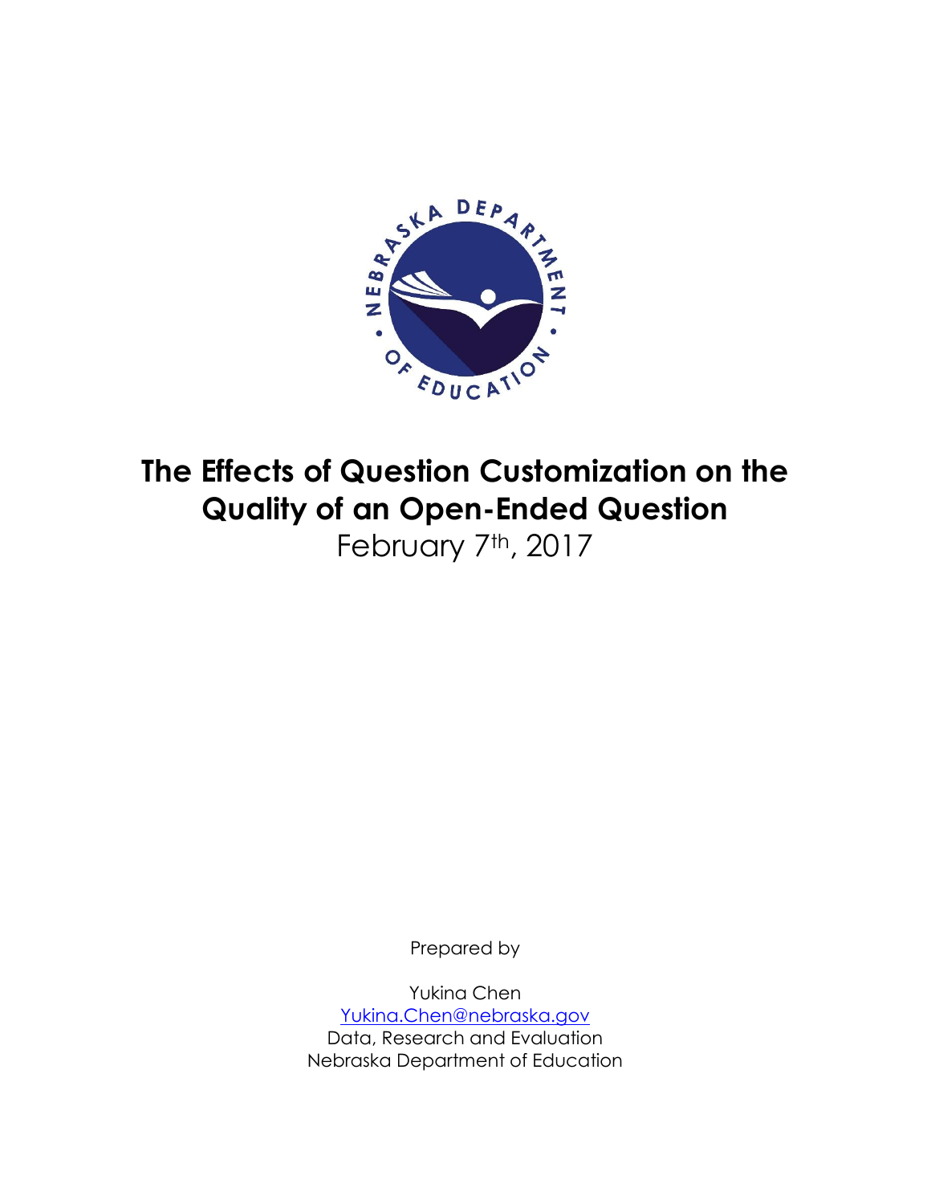# The Effects of Question Customization on the Quality of an Open-Ended Question

February 7th, 2017

Prepared by

Yukina Chen

[Yukina.Chen@nebraska.gov](mailto:Yukina.Chen@nebraska.gov)

Data, Research and Evaluation

Nebraska Department of Education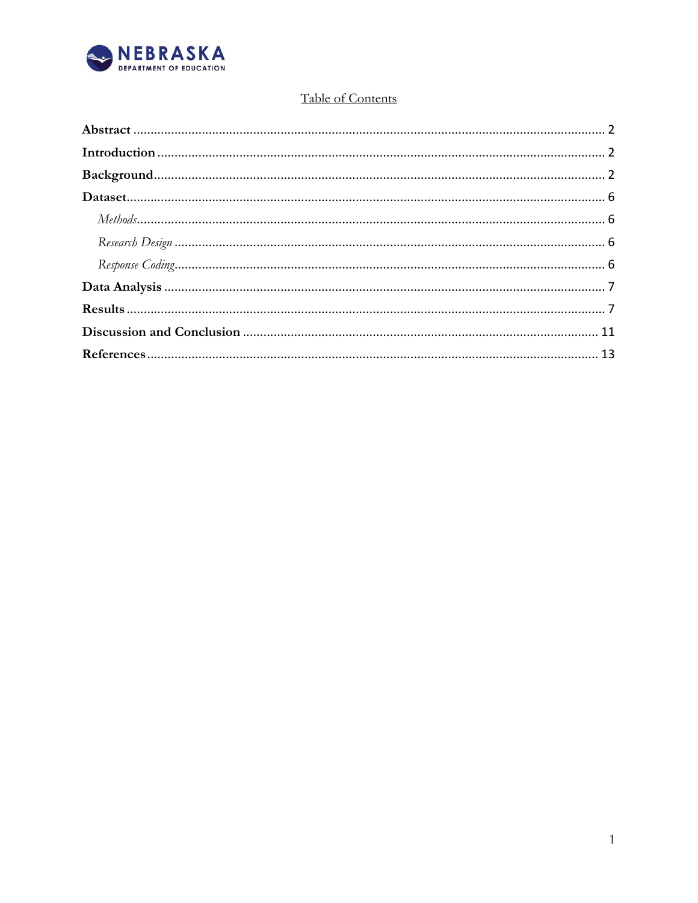Table of Contents

**Abstract** ........................................................................................................................ 2

**Introduction** ................................................................................................................. 2

**Background** ................................................................................................................... 2

**Dataset** .......................................................................................................................... 6

*Methods* ........................................................................................................................ 6

*Research Design* ............................................................................................................ 6

*Response Coding* ............................................................................................................ 6

**Data Analysis** ............................................................................................................... 7

**Results** .......................................................................................................................... 7

**Discussion and Conclusion** ....................................................................................... 11

**References** .................................................................................................................. 13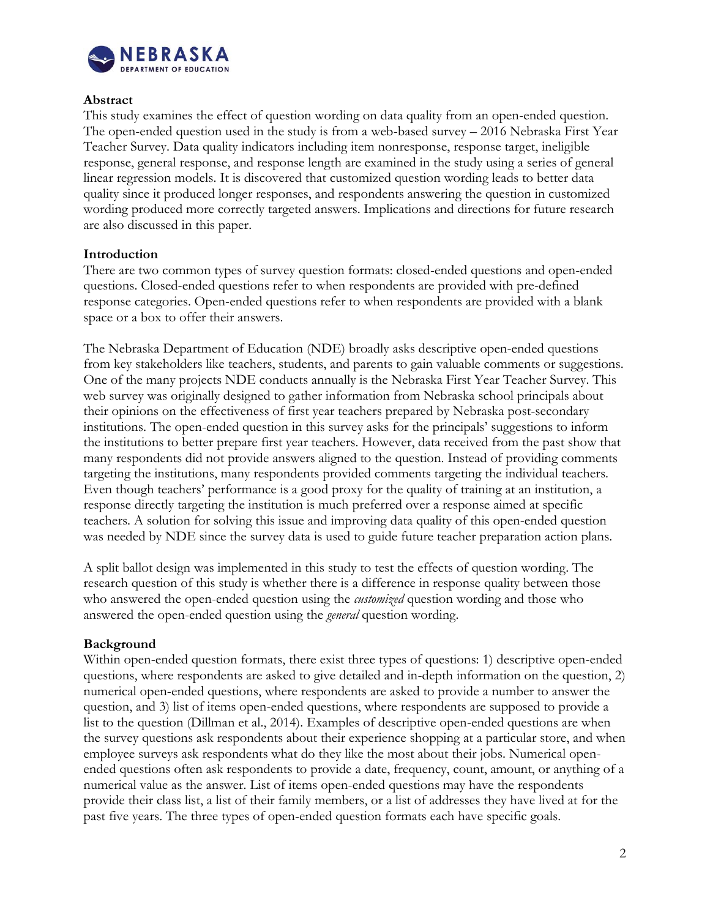## Abstract

This study examines the effect of question wording on data quality from an open-ended question. The open-ended question used in the study is from a web-based survey – 2016 Nebraska First Year Teacher Survey. Data quality indicators including item nonresponse, response target, ineligible response, general response, and response length are examined in the study using a series of general linear regression models. It is discovered that customized question wording leads to better data quality since it produced longer responses, and respondents answering the question in customized wording produced more correctly targeted answers. Implications and directions for future research are also discussed in this paper.

## Introduction

There are two common types of survey question formats: closed-ended questions and open-ended questions. Closed-ended questions refer to when respondents are provided with pre-defined response categories. Open-ended questions refer to when respondents are provided with a blank space or a box to offer their answers.

The Nebraska Department of Education (NDE) broadly asks descriptive open-ended questions from key stakeholders like teachers, students, and parents to gain valuable comments or suggestions. One of the many projects NDE conducts annually is the Nebraska First Year Teacher Survey. This web survey was originally designed to gather information from Nebraska school principals about their opinions on the effectiveness of first year teachers prepared by Nebraska post-secondary institutions. The open-ended question in this survey asks for the principals' suggestions to inform the institutions to better prepare first year teachers. However, data received from the past show that many respondents did not provide answers aligned to the question. Instead of providing comments targeting the institutions, many respondents provided comments targeting the individual teachers. Even though teachers' performance is a good proxy for the quality of training at an institution, a response directly targeting the institution is much preferred over a response aimed at specific teachers. A solution for solving this issue and improving data quality of this open-ended question was needed by NDE since the survey data is used to guide future teacher preparation action plans.

A split ballot design was implemented in this study to test the effects of question wording. The research question of this study is whether there is a difference in response quality between those who answered the open-ended question using the *customized* question wording and those who answered the open-ended question using the *general* question wording.

## Background

Within open-ended question formats, there exist three types of questions: 1) descriptive open-ended questions, where respondents are asked to give detailed and in-depth information on the question, 2) numerical open-ended questions, where respondents are asked to provide a number to answer the question, and 3) list of items open-ended questions, where respondents are supposed to provide a list to the question (Dillman et al., 2014). Examples of descriptive open-ended questions are when the survey questions ask respondents about their experience shopping at a particular store, and when employee surveys ask respondents what do they like the most about their jobs. Numerical open-ended questions often ask respondents to provide a date, frequency, count, amount, or anything of a numerical value as the answer. List of items open-ended questions may have the respondents provide their class list, a list of their family members, or a list of addresses they have lived at for the past five years. The three types of open-ended question formats each have specific goals.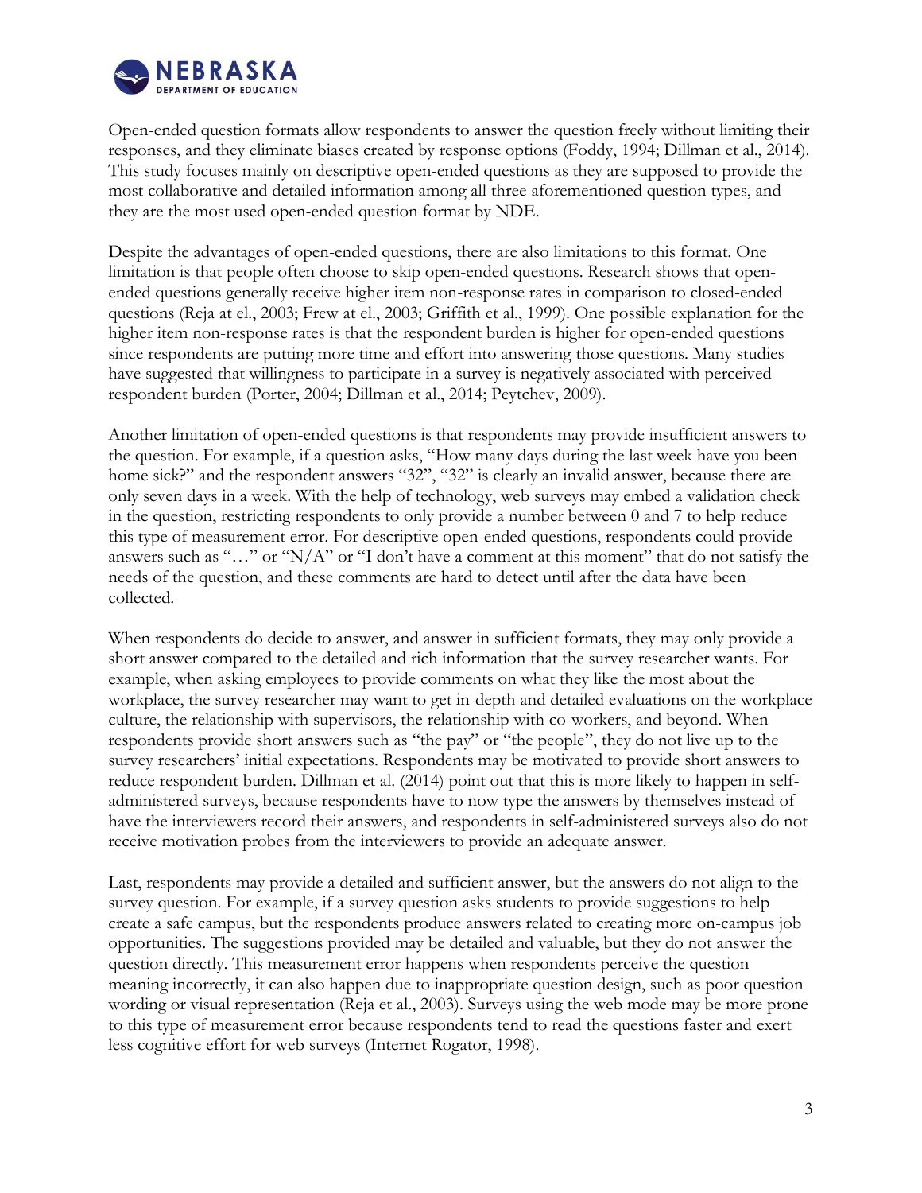Open-ended question formats allow respondents to answer the question freely without limiting their responses, and they eliminate biases created by response options (Foddy, 1994; Dillman et al., 2014). This study focuses mainly on descriptive open-ended questions as they are supposed to provide the most collaborative and detailed information among all three aforementioned question types, and they are the most used open-ended question format by NDE.

Despite the advantages of open-ended questions, there are also limitations to this format. One limitation is that people often choose to skip open-ended questions. Research shows that open-ended questions generally receive higher item non-response rates in comparison to closed-ended questions (Reja at el., 2003; Frew at el., 2003; Griffith et al., 1999). One possible explanation for the higher item non-response rates is that the respondent burden is higher for open-ended questions since respondents are putting more time and effort into answering those questions. Many studies have suggested that willingness to participate in a survey is negatively associated with perceived respondent burden (Porter, 2004; Dillman et al., 2014; Peytchev, 2009).

Another limitation of open-ended questions is that respondents may provide insufficient answers to the question. For example, if a question asks, "How many days during the last week have you been home sick?" and the respondent answers "32", "32" is clearly an invalid answer, because there are only seven days in a week. With the help of technology, web surveys may embed a validation check in the question, restricting respondents to only provide a number between 0 and 7 to help reduce this type of measurement error. For descriptive open-ended questions, respondents could provide answers such as "…" or "N/A" or "I don't have a comment at this moment" that do not satisfy the needs of the question, and these comments are hard to detect until after the data have been collected.

When respondents do decide to answer, and answer in sufficient formats, they may only provide a short answer compared to the detailed and rich information that the survey researcher wants. For example, when asking employees to provide comments on what they like the most about the workplace, the survey researcher may want to get in-depth and detailed evaluations on the workplace culture, the relationship with supervisors, the relationship with co-workers, and beyond. When respondents provide short answers such as "the pay" or "the people", they do not live up to the survey researchers' initial expectations. Respondents may be motivated to provide short answers to reduce respondent burden. Dillman et al. (2014) point out that this is more likely to happen in self-administered surveys, because respondents have to now type the answers by themselves instead of have the interviewers record their answers, and respondents in self-administered surveys also do not receive motivation probes from the interviewers to provide an adequate answer.

Last, respondents may provide a detailed and sufficient answer, but the answers do not align to the survey question. For example, if a survey question asks students to provide suggestions to help create a safe campus, but the respondents produce answers related to creating more on-campus job opportunities. The suggestions provided may be detailed and valuable, but they do not answer the question directly. This measurement error happens when respondents perceive the question meaning incorrectly, it can also happen due to inappropriate question design, such as poor question wording or visual representation (Reja et al., 2003). Surveys using the web mode may be more prone to this type of measurement error because respondents tend to read the questions faster and exert less cognitive effort for web surveys (Internet Rogator, 1998).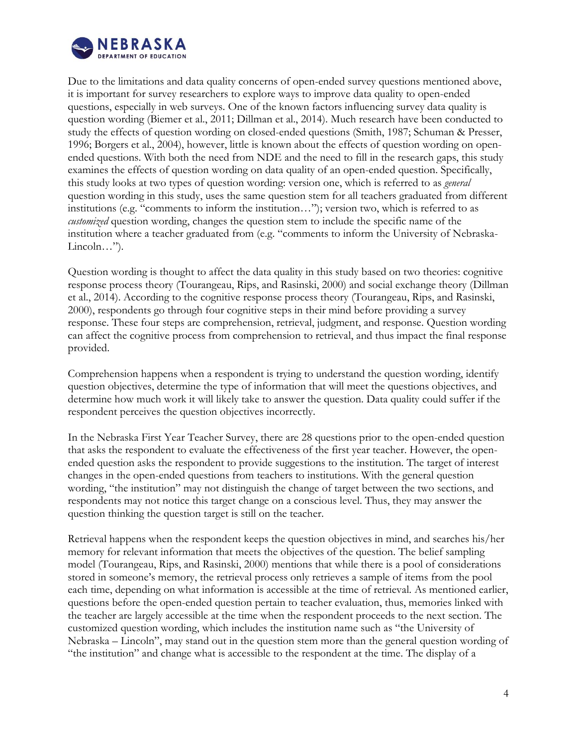Due to the limitations and data quality concerns of open-ended survey questions mentioned above, it is important for survey researchers to explore ways to improve data quality to open-ended questions, especially in web surveys. One of the known factors influencing survey data quality is question wording (Biemer et al., 2011; Dillman et al., 2014). Much research have been conducted to study the effects of question wording on closed-ended questions (Smith, 1987; Schuman & Presser, 1996; Borgers et al., 2004), however, little is known about the effects of question wording on open-ended questions. With both the need from NDE and the need to fill in the research gaps, this study examines the effects of question wording on data quality of an open-ended question. Specifically, this study looks at two types of question wording: version one, which is referred to as *general* question wording in this study, uses the same question stem for all teachers graduated from different institutions (e.g. "comments to inform the institution…"); version two, which is referred to as *customized* question wording, changes the question stem to include the specific name of the institution where a teacher graduated from (e.g. "comments to inform the University of Nebraska-Lincoln…").

Question wording is thought to affect the data quality in this study based on two theories: cognitive response process theory (Tourangeau, Rips, and Rasinski, 2000) and social exchange theory (Dillman et al., 2014). According to the cognitive response process theory (Tourangeau, Rips, and Rasinski, 2000), respondents go through four cognitive steps in their mind before providing a survey response. These four steps are comprehension, retrieval, judgment, and response. Question wording can affect the cognitive process from comprehension to retrieval, and thus impact the final response provided.

Comprehension happens when a respondent is trying to understand the question wording, identify question objectives, determine the type of information that will meet the questions objectives, and determine how much work it will likely take to answer the question. Data quality could suffer if the respondent perceives the question objectives incorrectly.

In the Nebraska First Year Teacher Survey, there are 28 questions prior to the open-ended question that asks the respondent to evaluate the effectiveness of the first year teacher. However, the open-ended question asks the respondent to provide suggestions to the institution. The target of interest changes in the open-ended questions from teachers to institutions. With the general question wording, "the institution" may not distinguish the change of target between the two sections, and respondents may not notice this target change on a conscious level. Thus, they may answer the question thinking the question target is still on the teacher.

Retrieval happens when the respondent keeps the question objectives in mind, and searches his/her memory for relevant information that meets the objectives of the question. The belief sampling model (Tourangeau, Rips, and Rasinski, 2000) mentions that while there is a pool of considerations stored in someone's memory, the retrieval process only retrieves a sample of items from the pool each time, depending on what information is accessible at the time of retrieval. As mentioned earlier, questions before the open-ended question pertain to teacher evaluation, thus, memories linked with the teacher are largely accessible at the time when the respondent proceeds to the next section. The customized question wording, which includes the institution name such as "the University of Nebraska – Lincoln", may stand out in the question stem more than the general question wording of "the institution" and change what is accessible to the respondent at the time. The display of a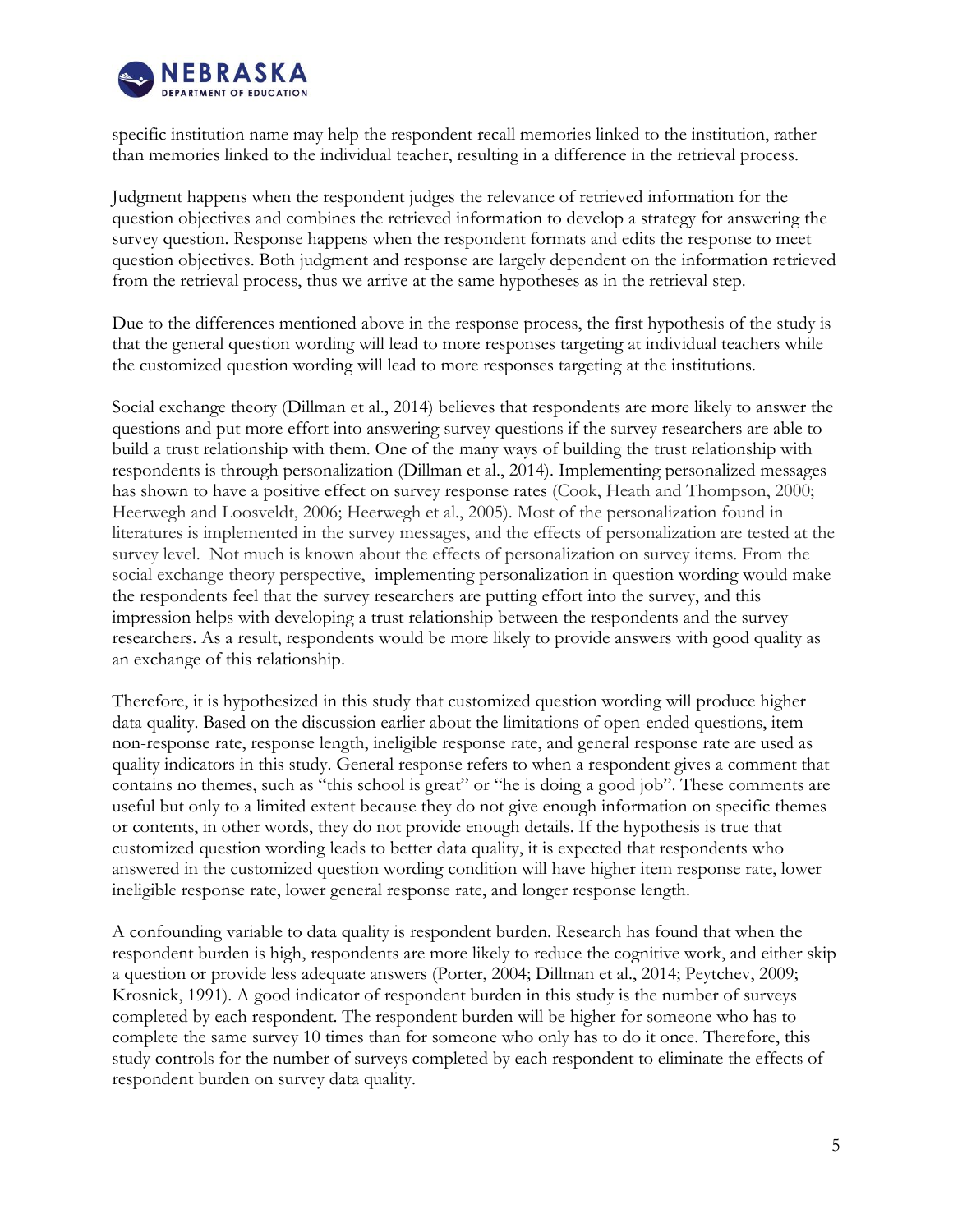specific institution name may help the respondent recall memories linked to the institution, rather than memories linked to the individual teacher, resulting in a difference in the retrieval process.

Judgment happens when the respondent judges the relevance of retrieved information for the question objectives and combines the retrieved information to develop a strategy for answering the survey question. Response happens when the respondent formats and edits the response to meet question objectives. Both judgment and response are largely dependent on the information retrieved from the retrieval process, thus we arrive at the same hypotheses as in the retrieval step.

Due to the differences mentioned above in the response process, the first hypothesis of the study is that the general question wording will lead to more responses targeting at individual teachers while the customized question wording will lead to more responses targeting at the institutions.

Social exchange theory (Dillman et al., 2014) believes that respondents are more likely to answer the questions and put more effort into answering survey questions if the survey researchers are able to build a trust relationship with them. One of the many ways of building the trust relationship with respondents is through personalization (Dillman et al., 2014). Implementing personalized messages has shown to have a positive effect on survey response rates (Cook, Heath and Thompson, 2000; Heerwegh and Loosveldt, 2006; Heerwegh et al., 2005). Most of the personalization found in literatures is implemented in the survey messages, and the effects of personalization are tested at the survey level. Not much is known about the effects of personalization on survey items. From the social exchange theory perspective, implementing personalization in question wording would make the respondents feel that the survey researchers are putting effort into the survey, and this impression helps with developing a trust relationship between the respondents and the survey researchers. As a result, respondents would be more likely to provide answers with good quality as an exchange of this relationship.

Therefore, it is hypothesized in this study that customized question wording will produce higher data quality. Based on the discussion earlier about the limitations of open-ended questions, item non-response rate, response length, ineligible response rate, and general response rate are used as quality indicators in this study. General response refers to when a respondent gives a comment that contains no themes, such as "this school is great" or "he is doing a good job". These comments are useful but only to a limited extent because they do not give enough information on specific themes or contents, in other words, they do not provide enough details. If the hypothesis is true that customized question wording leads to better data quality, it is expected that respondents who answered in the customized question wording condition will have higher item response rate, lower ineligible response rate, lower general response rate, and longer response length.

A confounding variable to data quality is respondent burden. Research has found that when the respondent burden is high, respondents are more likely to reduce the cognitive work, and either skip a question or provide less adequate answers (Porter, 2004; Dillman et al., 2014; Peytchev, 2009; Krosnick, 1991). A good indicator of respondent burden in this study is the number of surveys completed by each respondent. The respondent burden will be higher for someone who has to complete the same survey 10 times than for someone who only has to do it once. Therefore, this study controls for the number of surveys completed by each respondent to eliminate the effects of respondent burden on survey data quality.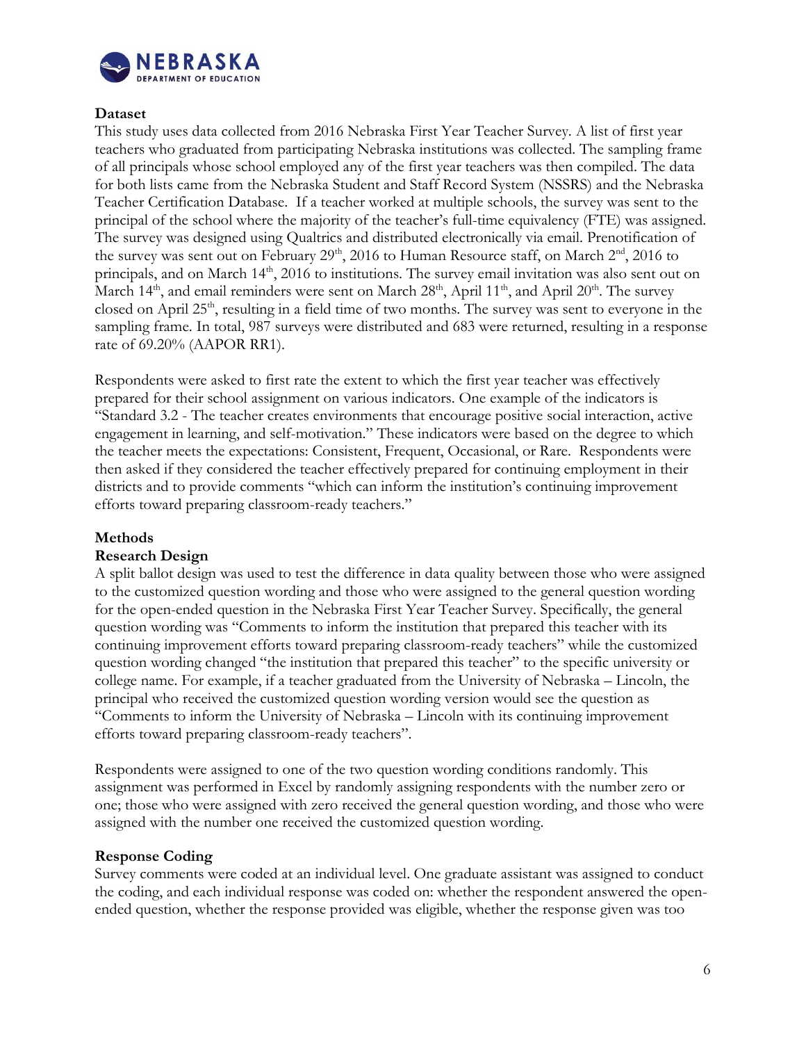**Dataset**

This study uses data collected from 2016 Nebraska First Year Teacher Survey. A list of first year teachers who graduated from participating Nebraska institutions was collected. The sampling frame of all principals whose school employed any of the first year teachers was then compiled. The data for both lists came from the Nebraska Student and Staff Record System (NSSRS) and the Nebraska Teacher Certification Database. If a teacher worked at multiple schools, the survey was sent to the principal of the school where the majority of the teacher's full-time equivalency (FTE) was assigned. The survey was designed using Qualtrics and distributed electronically via email. Prenotification of the survey was sent out on February 29th, 2016 to Human Resource staff, on March 2nd, 2016 to principals, and on March 14th, 2016 to institutions. The survey email invitation was also sent out on March 14th, and email reminders were sent on March 28th, April 11th, and April 20th. The survey closed on April 25th, resulting in a field time of two months. The survey was sent to everyone in the sampling frame. In total, 987 surveys were distributed and 683 were returned, resulting in a response rate of 69.20% (AAPOR RR1).

Respondents were asked to first rate the extent to which the first year teacher was effectively prepared for their school assignment on various indicators. One example of the indicators is "Standard 3.2 - The teacher creates environments that encourage positive social interaction, active engagement in learning, and self-motivation." These indicators were based on the degree to which the teacher meets the expectations: Consistent, Frequent, Occasional, or Rare. Respondents were then asked if they considered the teacher effectively prepared for continuing employment in their districts and to provide comments "which can inform the institution's continuing improvement efforts toward preparing classroom-ready teachers."

**Methods**

**Research Design**

A split ballot design was used to test the difference in data quality between those who were assigned to the customized question wording and those who were assigned to the general question wording for the open-ended question in the Nebraska First Year Teacher Survey. Specifically, the general question wording was "Comments to inform the institution that prepared this teacher with its continuing improvement efforts toward preparing classroom-ready teachers" while the customized question wording changed "the institution that prepared this teacher" to the specific university or college name. For example, if a teacher graduated from the University of Nebraska – Lincoln, the principal who received the customized question wording version would see the question as "Comments to inform the University of Nebraska – Lincoln with its continuing improvement efforts toward preparing classroom-ready teachers".

Respondents were assigned to one of the two question wording conditions randomly. This assignment was performed in Excel by randomly assigning respondents with the number zero or one; those who were assigned with zero received the general question wording, and those who were assigned with the number one received the customized question wording.

**Response Coding**

Survey comments were coded at an individual level. One graduate assistant was assigned to conduct the coding, and each individual response was coded on: whether the respondent answered the open-ended question, whether the response provided was eligible, whether the response given was too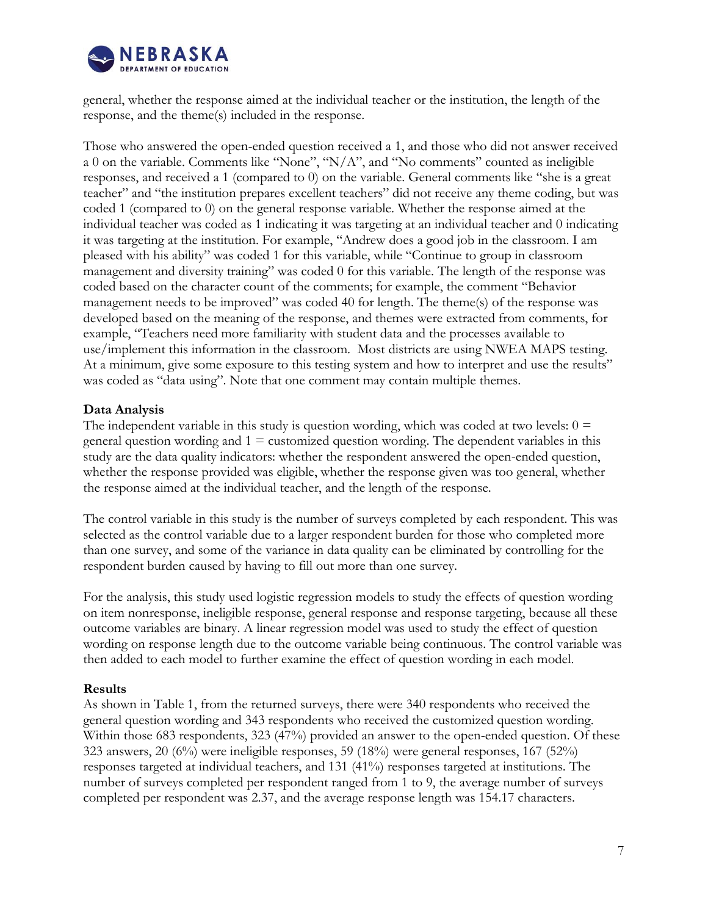general, whether the response aimed at the individual teacher or the institution, the length of the response, and the theme(s) included in the response.

Those who answered the open-ended question received a 1, and those who did not answer received a 0 on the variable. Comments like "None", "N/A", and "No comments" counted as ineligible responses, and received a 1 (compared to 0) on the variable. General comments like "she is a great teacher" and "the institution prepares excellent teachers" did not receive any theme coding, but was coded 1 (compared to 0) on the general response variable. Whether the response aimed at the individual teacher was coded as 1 indicating it was targeting at an individual teacher and 0 indicating it was targeting at the institution. For example, "Andrew does a good job in the classroom. I am pleased with his ability" was coded 1 for this variable, while "Continue to group in classroom management and diversity training" was coded 0 for this variable. The length of the response was coded based on the character count of the comments; for example, the comment "Behavior management needs to be improved" was coded 40 for length. The theme(s) of the response was developed based on the meaning of the response, and themes were extracted from comments, for example, "Teachers need more familiarity with student data and the processes available to use/implement this information in the classroom. Most districts are using NWEA MAPS testing. At a minimum, give some exposure to this testing system and how to interpret and use the results" was coded as "data using". Note that one comment may contain multiple themes.

**Data Analysis**

The independent variable in this study is question wording, which was coded at two levels: 0 = general question wording and 1 = customized question wording. The dependent variables in this study are the data quality indicators: whether the respondent answered the open-ended question, whether the response provided was eligible, whether the response given was too general, whether the response aimed at the individual teacher, and the length of the response.

The control variable in this study is the number of surveys completed by each respondent. This was selected as the control variable due to a larger respondent burden for those who completed more than one survey, and some of the variance in data quality can be eliminated by controlling for the respondent burden caused by having to fill out more than one survey.

For the analysis, this study used logistic regression models to study the effects of question wording on item nonresponse, ineligible response, general response and response targeting, because all these outcome variables are binary. A linear regression model was used to study the effect of question wording on response length due to the outcome variable being continuous. The control variable was then added to each model to further examine the effect of question wording in each model.

**Results**

As shown in Table 1, from the returned surveys, there were 340 respondents who received the general question wording and 343 respondents who received the customized question wording. Within those 683 respondents, 323 (47%) provided an answer to the open-ended question. Of these 323 answers, 20 (6%) were ineligible responses, 59 (18%) were general responses, 167 (52%) responses targeted at individual teachers, and 131 (41%) responses targeted at institutions. The number of surveys completed per respondent ranged from 1 to 9, the average number of surveys completed per respondent was 2.37, and the average response length was 154.17 characters.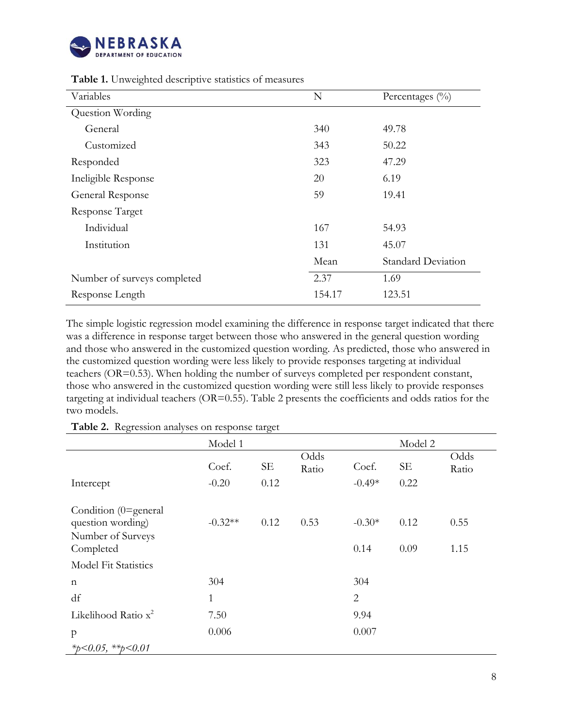**Table 1.** Unweighted descriptive statistics of measures

| Variables | N | Percentages (%) |
|---|---|---|
| Question Wording | | |
| General | 340 | 49.78 |
| Customized | 343 | 50.22 |
| Responded | 323 | 47.29 |
| Ineligible Response | 20 | 6.19 |
| General Response | 59 | 19.41 |
| Response Target | | |
| Individual | 167 | 54.93 |
| Institution | 131 | 45.07 |
| | Mean | Standard Deviation |
| Number of surveys completed | 2.37 | 1.69 |
| Response Length | 154.17 | 123.51 |

The simple logistic regression model examining the difference in response target indicated that there was a difference in response target between those who answered in the general question wording and those who answered in the customized question wording. As predicted, those who answered in the customized question wording were less likely to provide responses targeting at individual teachers (OR=0.53). When holding the number of surveys completed per respondent constant, those who answered in the customized question wording were still less likely to provide responses targeting at individual teachers (OR=0.55). Table 2 presents the coefficients and odds ratios for the two models.

**Table 2.** Regression analyses on response target

| | Model 1 | | | Model 2 | | |
|---|---|---|---|---|---|---|
| | Coef. | SE | Odds Ratio | Coef. | SE | Odds Ratio |
| Intercept | -0.20 | 0.12 | | -0.49* | 0.22 | |
| Condition (0=general question wording) | -0.32** | 0.12 | 0.53 | -0.30* | 0.12 | 0.55 |
| Number of Surveys Completed | | | | 0.14 | 0.09 | 1.15 |
| Model Fit Statistics | | | | | | |
| n | 304 | | | 304 | | |
| df | 1 | | | 2 | | |
| Likelihood Ratio $x^2$ | 7.50 | | | 9.94 | | |
| p | 0.006 | | | 0.007 | | |

*$*p<0.05$, $**p<0.01$*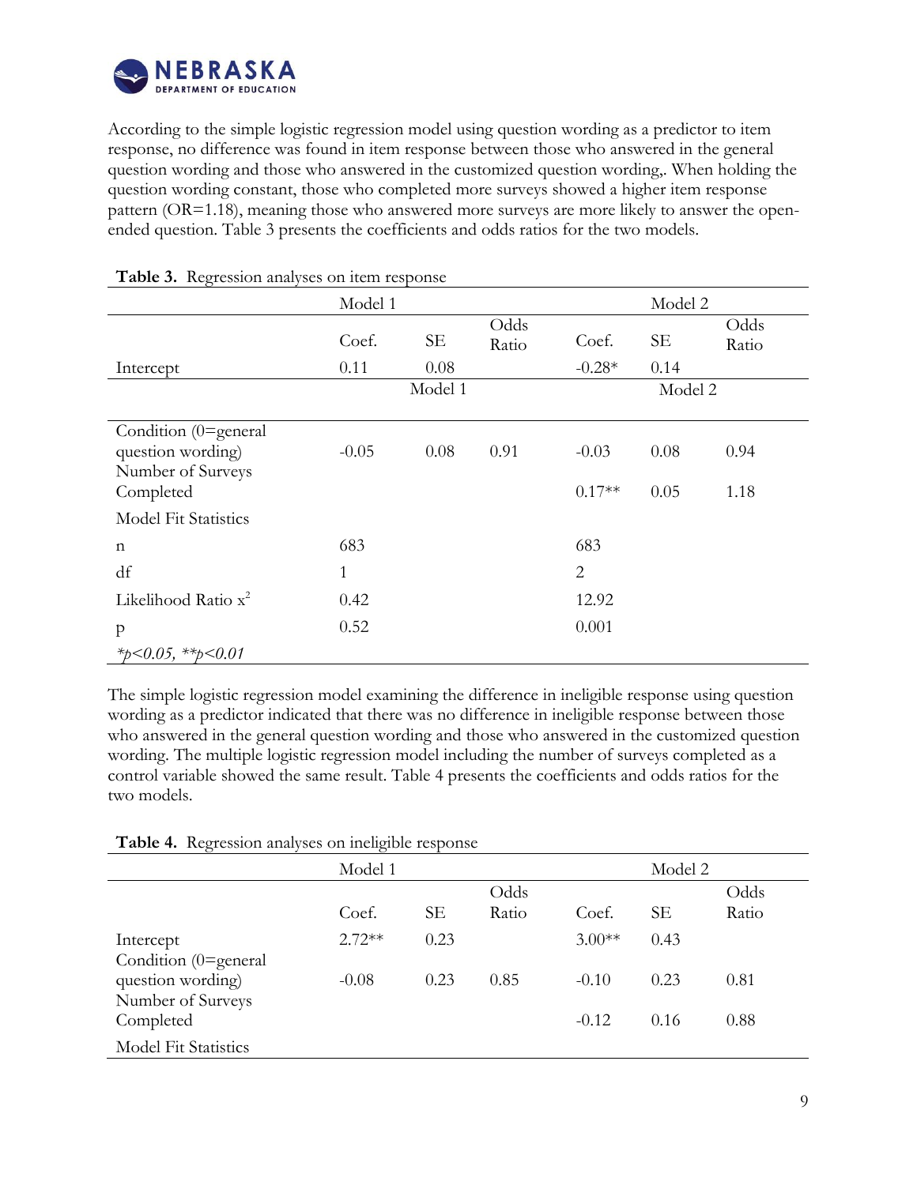According to the simple logistic regression model using question wording as a predictor to item response, no difference was found in item response between those who answered in the general question wording and those who answered in the customized question wording,. When holding the question wording constant, those who completed more surveys showed a higher item response pattern (OR=1.18), meaning those who answered more surveys are more likely to answer the open-ended question. Table 3 presents the coefficients and odds ratios for the two models.

**Table 3.** Regression analyses on item response

| | Model 1 | | | Model 2 | | |
|---|---|---|---|---|---|---|
| | Coef. | SE | Odds Ratio | Coef. | SE | Odds Ratio |
| Intercept | 0.11 | 0.08 | | -0.28* | 0.14 | |
| | | Model 1 | | | Model 2 | |
| Condition (0=general question wording) | -0.05 | 0.08 | 0.91 | -0.03 | 0.08 | 0.94 |
| Number of Surveys Completed | | | | 0.17** | 0.05 | 1.18 |
| Model Fit Statistics | | | | | | |
| n | 683 | | | 683 | | |
| df | 1 | | | 2 | | |
| Likelihood Ratio $x^2$ | 0.42 | | | 12.92 | | |
| p | 0.52 | | | 0.001 | | |
| *\*p<0.05, \*\*p<0.01* | | | | | | |

The simple logistic regression model examining the difference in ineligible response using question wording as a predictor indicated that there was no difference in ineligible response between those who answered in the general question wording and those who answered in the customized question wording. The multiple logistic regression model including the number of surveys completed as a control variable showed the same result. Table 4 presents the coefficients and odds ratios for the two models.

**Table 4.** Regression analyses on ineligible response

| | Model 1 | | | Model 2 | | |
|---|---|---|---|---|---|---|
| | Coef. | SE | Odds Ratio | Coef. | SE | Odds Ratio |
| Intercept | 2.72** | 0.23 | | 3.00** | 0.43 | |
| Condition (0=general question wording) | -0.08 | 0.23 | 0.85 | -0.10 | 0.23 | 0.81 |
| Number of Surveys Completed | | | | -0.12 | 0.16 | 0.88 |
| Model Fit Statistics | | | | | | |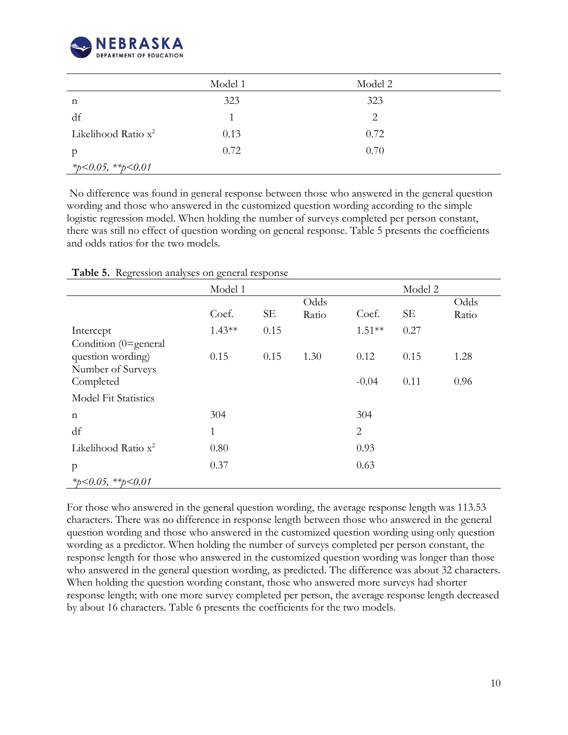| | Model 1 | Model 2 |
|---|---|---|
| n | 323 | 323 |
| df | 1 | 2 |
| Likelihood Ratio $x^2$ | 0.13 | 0.72 |
| p | 0.72 | 0.70 |
| *\*p<0.05, \*\*p<0.01* | | |

No difference was found in general response between those who answered in the general question wording and those who answered in the customized question wording according to the simple logistic regression model. When holding the number of surveys completed per person constant, there was still no effect of question wording on general response. Table 5 presents the coefficients and odds ratios for the two models.

**Table 5.** Regression analyses on general response

| | Model 1 | | | Model 2 | | |
|---|---|---|---|---|---|---|
| | Coef. | SE | Odds Ratio | Coef. | SE | Odds Ratio |
| Intercept | 1.43** | 0.15 | | 1.51** | 0.27 | |
| Condition (0=general question wording) | 0.15 | 0.15 | 1.30 | 0.12 | 0.15 | 1.28 |
| Number of Surveys Completed | | | | -0.04 | 0.11 | 0.96 |
| Model Fit Statistics | | | | | | |
| n | 304 | | | 304 | | |
| df | 1 | | | 2 | | |
| Likelihood Ratio $x^2$ | 0.80 | | | 0.93 | | |
| p | 0.37 | | | 0.63 | | |
| *\*p<0.05, \*\*p<0.01* | | | | | | |

For those who answered in the general question wording, the average response length was 113.53 characters. There was no difference in response length between those who answered in the general question wording and those who answered in the customized question wording using only question wording as a predictor. When holding the number of surveys completed per person constant, the response length for those who answered in the customized question wording was longer than those who answered in the general question wording, as predicted. The difference was about 32 characters. When holding the question wording constant, those who answered more surveys had shorter response length; with one more survey completed per person, the average response length decreased by about 16 characters. Table 6 presents the coefficients for the two models.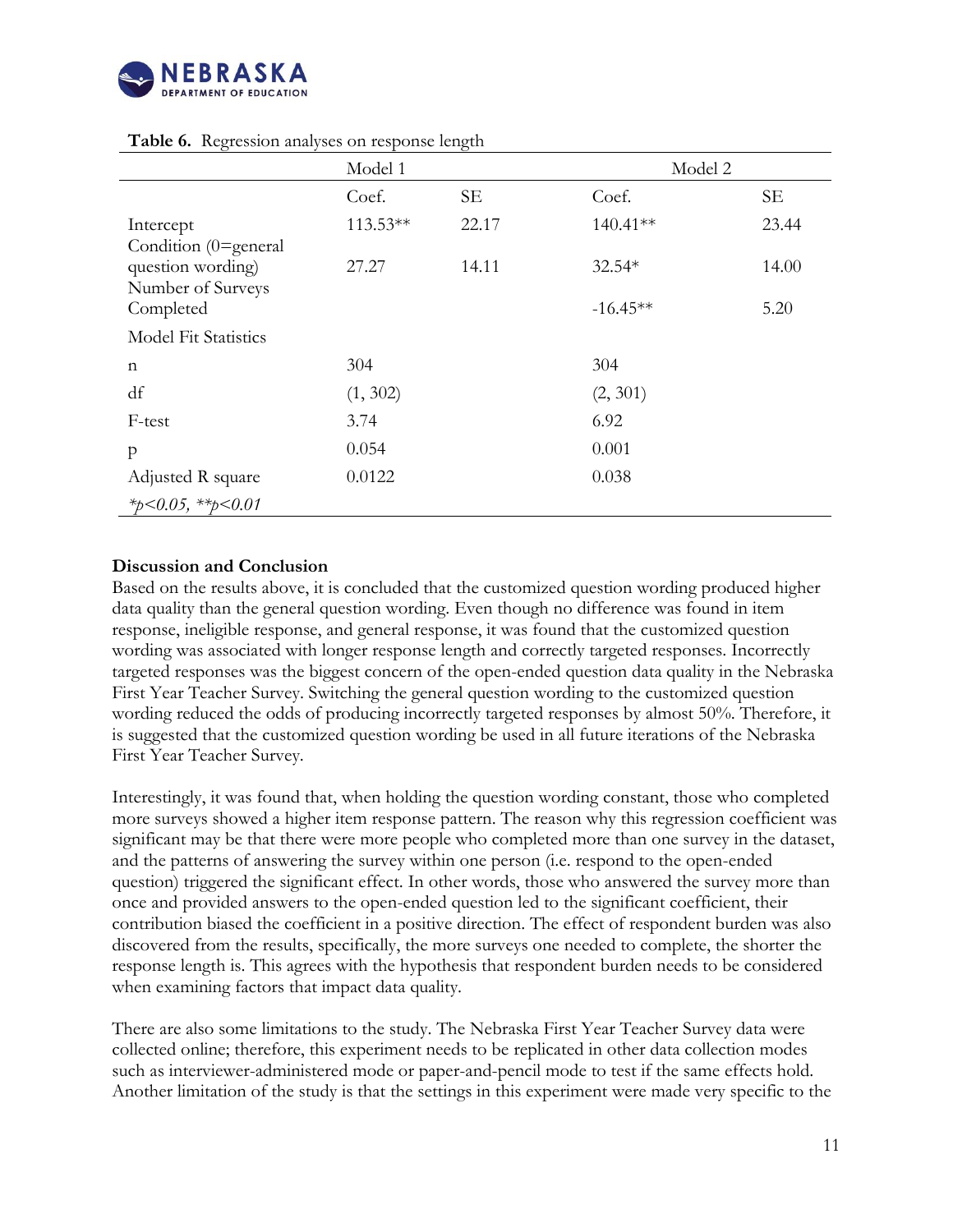**Table 6.** Regression analyses on response length

| | Model 1 | | Model 2 | |
|---|---|---|---|---|
| | Coef. | SE | Coef. | SE |
| Intercept | 113.53** | 22.17 | 140.41** | 23.44 |
| Condition (0=general question wording) | 27.27 | 14.11 | 32.54* | 14.00 |
| Number of Surveys Completed | | | -16.45** | 5.20 |
| Model Fit Statistics | | | | |
| n | 304 | | 304 | |
| df | (1, 302) | | (2, 301) | |
| F-test | 3.74 | | 6.92 | |
| p | 0.054 | | 0.001 | |
| Adjusted R square | 0.0122 | | 0.038 | |

*$p<0.05$, **$p<0.01$

**Discussion and Conclusion**

Based on the results above, it is concluded that the customized question wording produced higher data quality than the general question wording. Even though no difference was found in item response, ineligible response, and general response, it was found that the customized question wording was associated with longer response length and correctly targeted responses. Incorrectly targeted responses was the biggest concern of the open-ended question data quality in the Nebraska First Year Teacher Survey. Switching the general question wording to the customized question wording reduced the odds of producing incorrectly targeted responses by almost 50%. Therefore, it is suggested that the customized question wording be used in all future iterations of the Nebraska First Year Teacher Survey.

Interestingly, it was found that, when holding the question wording constant, those who completed more surveys showed a higher item response pattern. The reason why this regression coefficient was significant may be that there were more people who completed more than one survey in the dataset, and the patterns of answering the survey within one person (i.e. respond to the open-ended question) triggered the significant effect. In other words, those who answered the survey more than once and provided answers to the open-ended question led to the significant coefficient, their contribution biased the coefficient in a positive direction. The effect of respondent burden was also discovered from the results, specifically, the more surveys one needed to complete, the shorter the response length is. This agrees with the hypothesis that respondent burden needs to be considered when examining factors that impact data quality.

There are also some limitations to the study. The Nebraska First Year Teacher Survey data were collected online; therefore, this experiment needs to be replicated in other data collection modes such as interviewer-administered mode or paper-and-pencil mode to test if the same effects hold. Another limitation of the study is that the settings in this experiment were made very specific to the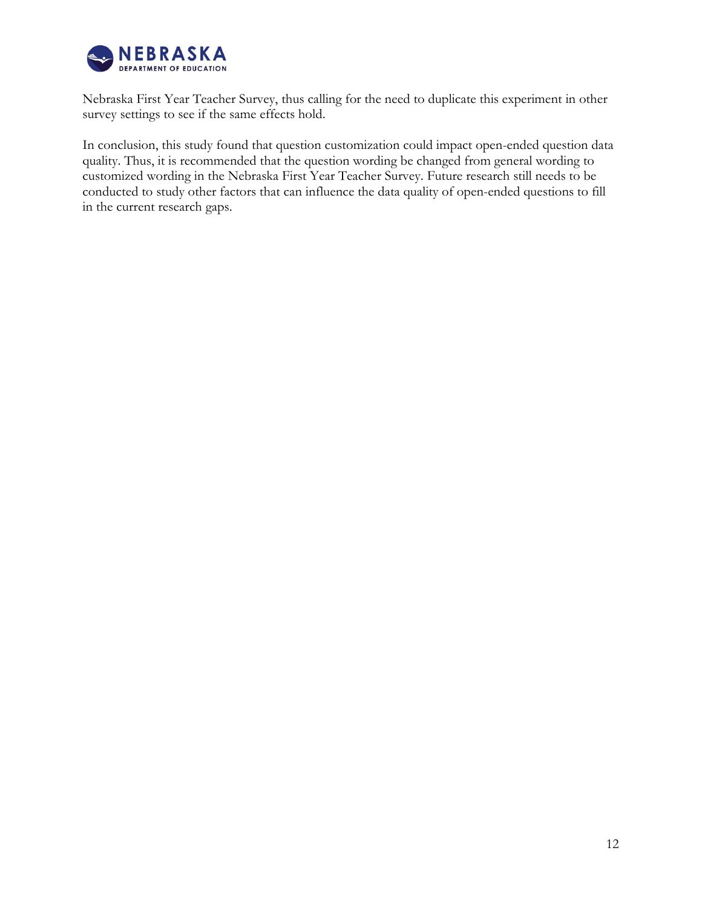Nebraska First Year Teacher Survey, thus calling for the need to duplicate this experiment in other survey settings to see if the same effects hold.

In conclusion, this study found that question customization could impact open-ended question data quality. Thus, it is recommended that the question wording be changed from general wording to customized wording in the Nebraska First Year Teacher Survey. Future research still needs to be conducted to study other factors that can influence the data quality of open-ended questions to fill in the current research gaps.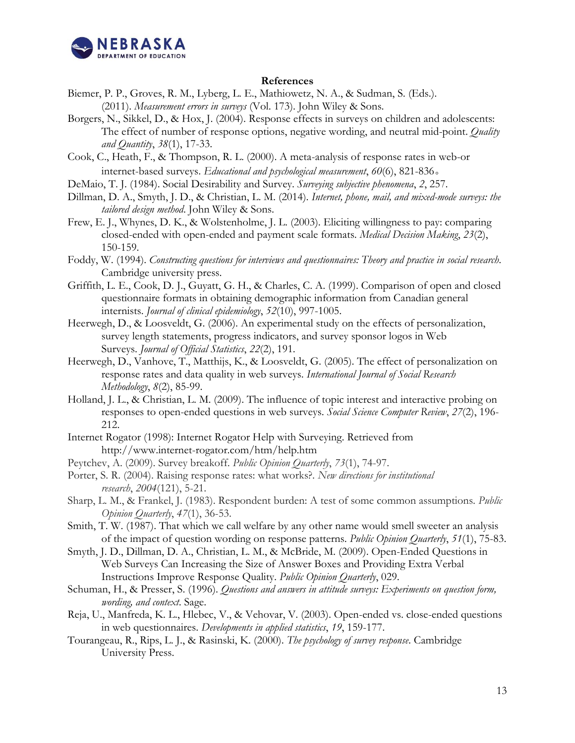## References

Biemer, P. P., Groves, R. M., Lyberg, L. E., Mathiowetz, N. A., & Sudman, S. (Eds.). (2011). *Measurement errors in surveys* (Vol. 173). John Wiley & Sons.

Borgers, N., Sikkel, D., & Hox, J. (2004). Response effects in surveys on children and adolescents: The effect of number of response options, negative wording, and neutral mid-point. *Quality and Quantity*, *38*(1), 17-33.

Cook, C., Heath, F., & Thompson, R. L. (2000). A meta-analysis of response rates in web-or internet-based surveys. *Educational and psychological measurement*, *60*(6), 821-836。

DeMaio, T. J. (1984). Social Desirability and Survey. *Surveying subjective phenomena*, *2*, 257.

Dillman, D. A., Smyth, J. D., & Christian, L. M. (2014). *Internet, phone, mail, and mixed-mode surveys: the tailored design method*. John Wiley & Sons.

Frew, E. J., Whynes, D. K., & Wolstenholme, J. L. (2003). Eliciting willingness to pay: comparing closed-ended with open-ended and payment scale formats. *Medical Decision Making*, *23*(2), 150-159.

Foddy, W. (1994). *Constructing questions for interviews and questionnaires: Theory and practice in social research*. Cambridge university press.

Griffith, L. E., Cook, D. J., Guyatt, G. H., & Charles, C. A. (1999). Comparison of open and closed questionnaire formats in obtaining demographic information from Canadian general internists. *Journal of clinical epidemiology*, *52*(10), 997-1005.

Heerwegh, D., & Loosveldt, G. (2006). An experimental study on the effects of personalization, survey length statements, progress indicators, and survey sponsor logos in Web Surveys. *Journal of Official Statistics*, *22*(2), 191.

Heerwegh, D., Vanhove, T., Matthijs, K., & Loosveldt, G. (2005). The effect of personalization on response rates and data quality in web surveys. *International Journal of Social Research Methodology*, *8*(2), 85-99.

Holland, J. L., & Christian, L. M. (2009). The influence of topic interest and interactive probing on responses to open-ended questions in web surveys. *Social Science Computer Review*, *27*(2), 196-212.

Internet Rogator (1998): Internet Rogator Help with Surveying. Retrieved from http://www.internet-rogator.com/htm/help.htm

Peytchev, A. (2009). Survey breakoff. *Public Opinion Quarterly*, *73*(1), 74-97.

Porter, S. R. (2004). Raising response rates: what works?. *New directions for institutional research*, *2004*(121), 5-21.

Sharp, L. M., & Frankel, J. (1983). Respondent burden: A test of some common assumptions. *Public Opinion Quarterly*, *47*(1), 36-53.

Smith, T. W. (1987). That which we call welfare by any other name would smell sweeter an analysis of the impact of question wording on response patterns. *Public Opinion Quarterly*, *51*(1), 75-83.

Smyth, J. D., Dillman, D. A., Christian, L. M., & McBride, M. (2009). Open-Ended Questions in Web Surveys Can Increasing the Size of Answer Boxes and Providing Extra Verbal Instructions Improve Response Quality. *Public Opinion Quarterly*, 029.

Schuman, H., & Presser, S. (1996). *Questions and answers in attitude surveys: Experiments on question form, wording, and context*. Sage.

Reja, U., Manfreda, K. L., Hlebec, V., & Vehovar, V. (2003). Open-ended vs. close-ended questions in web questionnaires. *Developments in applied statistics*, *19*, 159-177.

Tourangeau, R., Rips, L. J., & Rasinski, K. (2000). *The psychology of survey response*. Cambridge University Press.